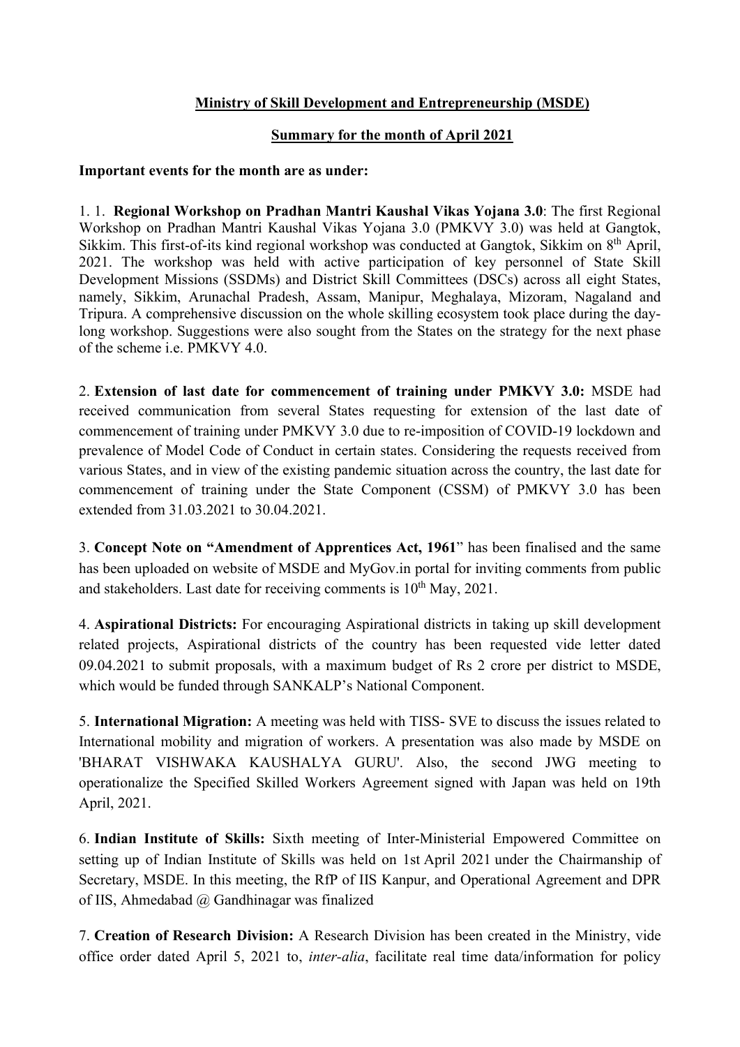**Ministry of Skill Development and Entrepreneurship (MSDE)**

**Summary for the month of April 2021**

**Important events for the month are as under:**

1. 1. **Regional Workshop on Pradhan Mantri Kaushal Vikas Yojana 3.0**: The first Regional Workshop on Pradhan Mantri Kaushal Vikas Yojana 3.0 (PMKVY 3.0) was held at Gangtok, Sikkim. This first-of-its kind regional workshop was conducted at Gangtok, Sikkim on 8th April, 2021. The workshop was held with active participation of key personnel of State Skill Development Missions (SSDMs) and District Skill Committees (DSCs) across all eight States, namely, Sikkim, Arunachal Pradesh, Assam, Manipur, Meghalaya, Mizoram, Nagaland and Tripura. A comprehensive discussion on the whole skilling ecosystem took place during the day-long workshop. Suggestions were also sought from the States on the strategy for the next phase of the scheme i.e. PMKVY 4.0.

2. **Extension of last date for commencement of training under PMKVY 3.0:** MSDE had received communication from several States requesting for extension of the last date of commencement of training under PMKVY 3.0 due to re-imposition of COVID-19 lockdown and prevalence of Model Code of Conduct in certain states. Considering the requests received from various States, and in view of the existing pandemic situation across the country, the last date for commencement of training under the State Component (CSSM) of PMKVY 3.0 has been extended from 31.03.2021 to 30.04.2021.

3. **Concept Note on "Amendment of Apprentices Act, 1961**" has been finalised and the same has been uploaded on website of MSDE and MyGov.in portal for inviting comments from public and stakeholders. Last date for receiving comments is 10th May, 2021.

4. **Aspirational Districts:** For encouraging Aspirational districts in taking up skill development related projects, Aspirational districts of the country has been requested vide letter dated 09.04.2021 to submit proposals, with a maximum budget of Rs 2 crore per district to MSDE, which would be funded through SANKALP's National Component.

5. **International Migration:** A meeting was held with TISS- SVE to discuss the issues related to International mobility and migration of workers. A presentation was also made by MSDE on 'BHARAT VISHWAKA KAUSHALYA GURU'. Also, the second JWG meeting to operationalize the Specified Skilled Workers Agreement signed with Japan was held on 19th April, 2021.

6. **Indian Institute of Skills:** Sixth meeting of Inter-Ministerial Empowered Committee on setting up of Indian Institute of Skills was held on 1st April 2021 under the Chairmanship of Secretary, MSDE. In this meeting, the RfP of IIS Kanpur, and Operational Agreement and DPR of IIS, Ahmedabad @ Gandhinagar was finalized

7. **Creation of Research Division:** A Research Division has been created in the Ministry, vide office order dated April 5, 2021 to, *inter-alia*, facilitate real time data/information for policy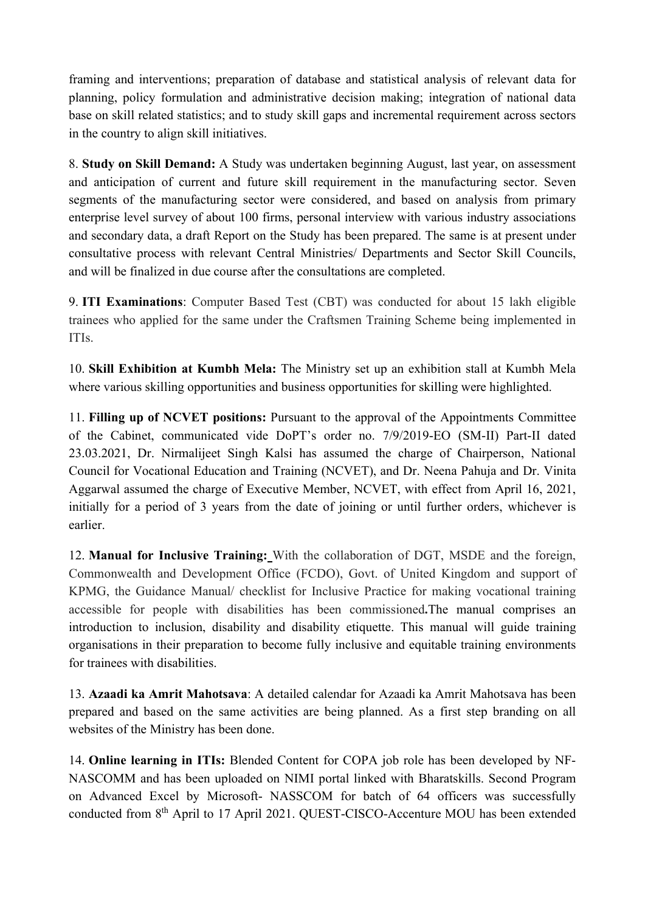framing and interventions; preparation of database and statistical analysis of relevant data for planning, policy formulation and administrative decision making; integration of national data base on skill related statistics; and to study skill gaps and incremental requirement across sectors in the country to align skill initiatives.

8. **Study on Skill Demand:** A Study was undertaken beginning August, last year, on assessment and anticipation of current and future skill requirement in the manufacturing sector. Seven segments of the manufacturing sector were considered, and based on analysis from primary enterprise level survey of about 100 firms, personal interview with various industry associations and secondary data, a draft Report on the Study has been prepared. The same is at present under consultative process with relevant Central Ministries/ Departments and Sector Skill Councils, and will be finalized in due course after the consultations are completed.

9. **ITI Examinations**: Computer Based Test (CBT) was conducted for about 15 lakh eligible trainees who applied for the same under the Craftsmen Training Scheme being implemented in ITIs.

10. **Skill Exhibition at Kumbh Mela:** The Ministry set up an exhibition stall at Kumbh Mela where various skilling opportunities and business opportunities for skilling were highlighted.

11. **Filling up of NCVET positions:** Pursuant to the approval of the Appointments Committee of the Cabinet, communicated vide DoPT's order no. 7/9/2019-EO (SM-II) Part-II dated 23.03.2021, Dr. Nirmalijeet Singh Kalsi has assumed the charge of Chairperson, National Council for Vocational Education and Training (NCVET), and Dr. Neena Pahuja and Dr. Vinita Aggarwal assumed the charge of Executive Member, NCVET, with effect from April 16, 2021, initially for a period of 3 years from the date of joining or until further orders, whichever is earlier.

12. **Manual for Inclusive Training:** With the collaboration of DGT, MSDE and the foreign, Commonwealth and Development Office (FCDO), Govt. of United Kingdom and support of KPMG, the Guidance Manual/ checklist for Inclusive Practice for making vocational training accessible for people with disabilities has been commissioned**.**The manual comprises an introduction to inclusion, disability and disability etiquette. This manual will guide training organisations in their preparation to become fully inclusive and equitable training environments for trainees with disabilities.

13. **Azaadi ka Amrit Mahotsava**: A detailed calendar for Azaadi ka Amrit Mahotsava has been prepared and based on the same activities are being planned. As a first step branding on all websites of the Ministry has been done.

14. **Online learning in ITIs:** Blended Content for COPA job role has been developed by NF-NASCOMM and has been uploaded on NIMI portal linked with Bharatskills. Second Program on Advanced Excel by Microsoft- NASSCOM for batch of 64 officers was successfully conducted from 8th April to 17 April 2021. QUEST-CISCO-Accenture MOU has been extended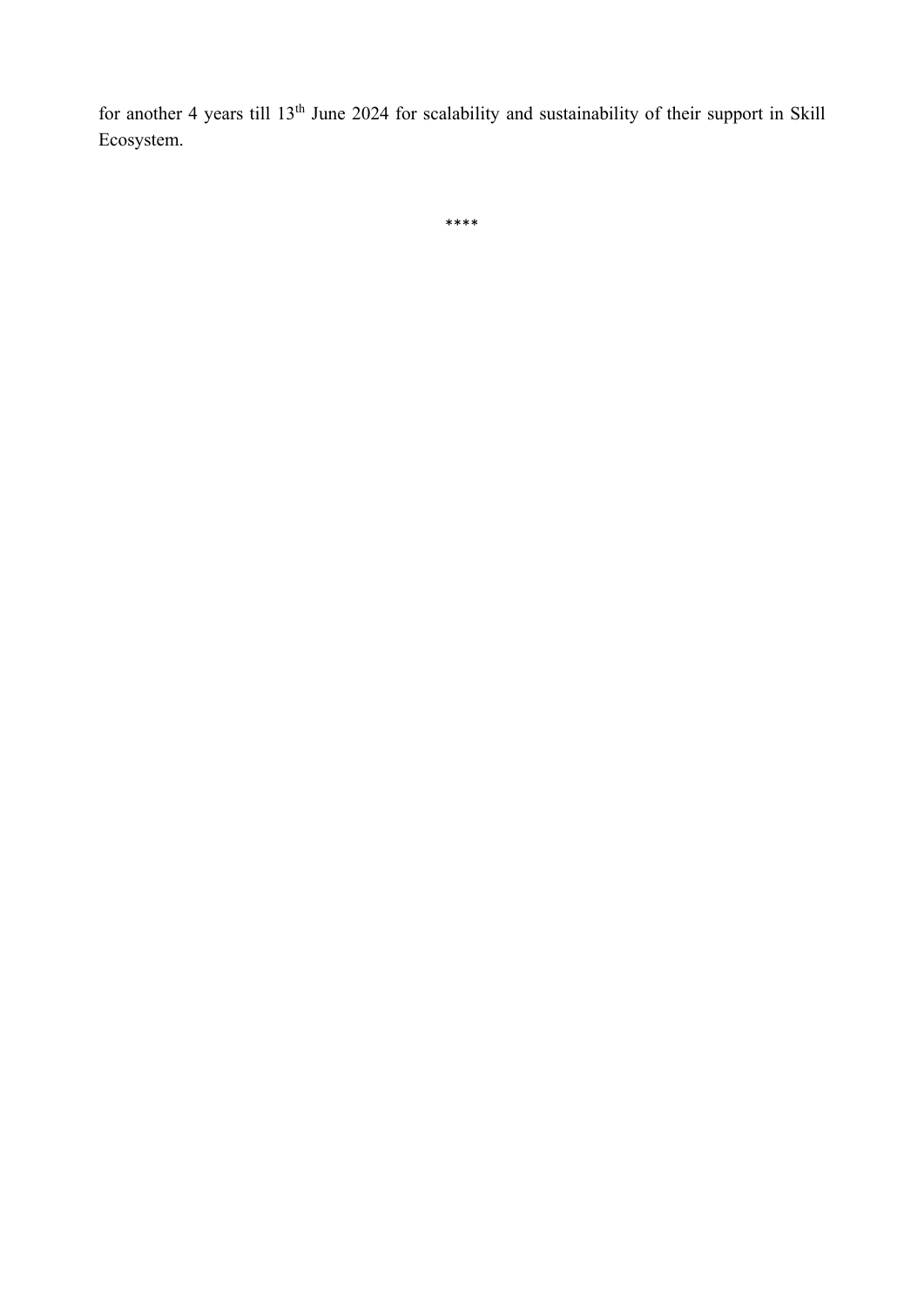for another 4 years till 13th June 2024 for scalability and sustainability of their support in Skill Ecosystem.

****